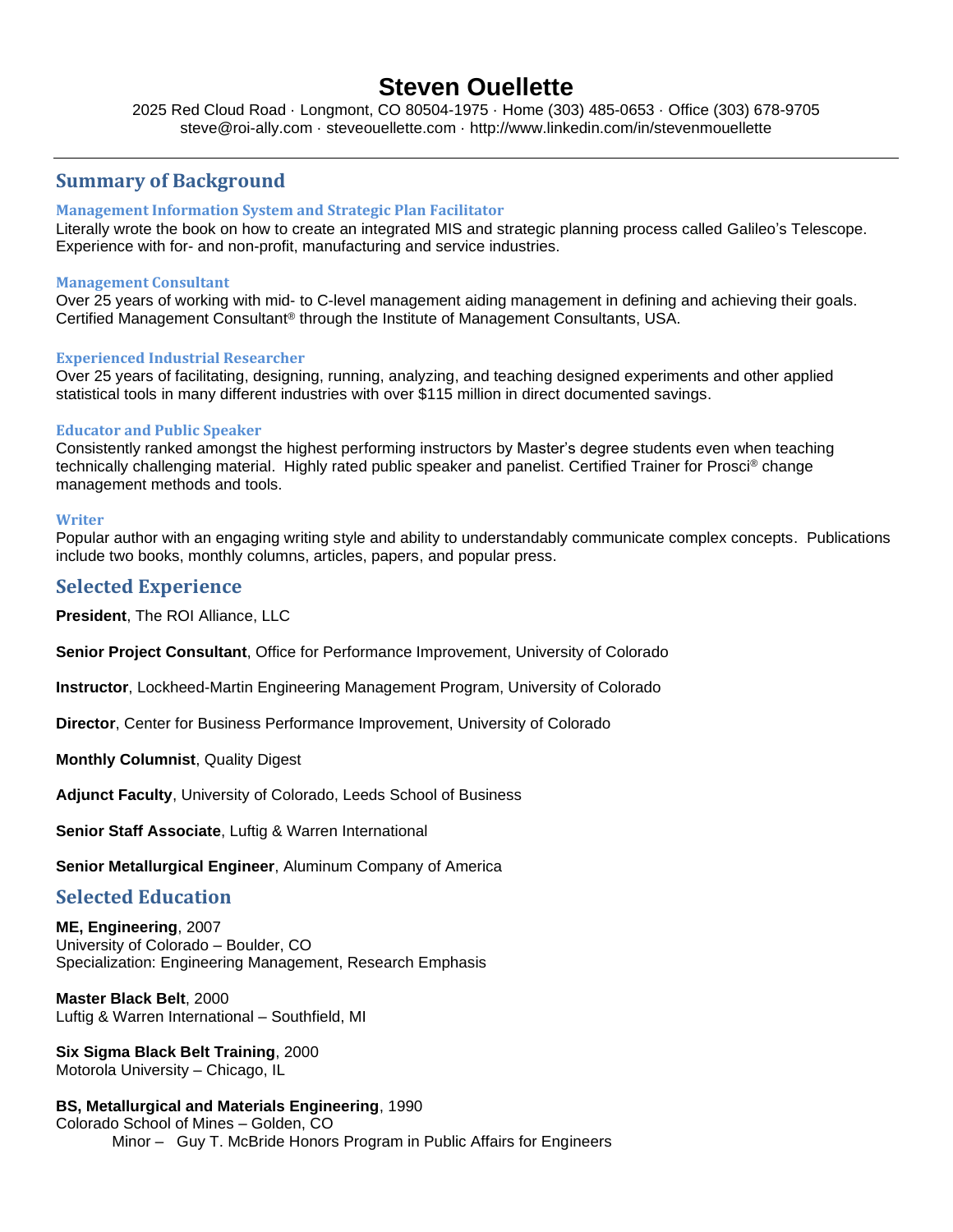# Steven Ouellette

2025 Red Cloud Road · Longmont, CO 80504-1975 · Home (303) 485-0653 · Office (303) 678-9705
steve@roi-ally.com · steveouellette.com · http://www.linkedin.com/in/stevenmouellette

---

## Summary of Background

### Management Information System and Strategic Plan Facilitator

Literally wrote the book on how to create an integrated MIS and strategic planning process called Galileo's Telescope. Experience with for- and non-profit, manufacturing and service industries.

### Management Consultant

Over 25 years of working with mid- to C-level management aiding management in defining and achieving their goals. Certified Management Consultant® through the Institute of Management Consultants, USA.

### Experienced Industrial Researcher

Over 25 years of facilitating, designing, running, analyzing, and teaching designed experiments and other applied statistical tools in many different industries with over $115 million in direct documented savings.

### Educator and Public Speaker

Consistently ranked amongst the highest performing instructors by Master's degree students even when teaching technically challenging material. Highly rated public speaker and panelist. Certified Trainer for Prosci® change management methods and tools.

### Writer

Popular author with an engaging writing style and ability to understandably communicate complex concepts. Publications include two books, monthly columns, articles, papers, and popular press.

## Selected Experience

**President**, The ROI Alliance, LLC

**Senior Project Consultant**, Office for Performance Improvement, University of Colorado

**Instructor**, Lockheed-Martin Engineering Management Program, University of Colorado

**Director**, Center for Business Performance Improvement, University of Colorado

**Monthly Columnist**, Quality Digest

**Adjunct Faculty**, University of Colorado, Leeds School of Business

**Senior Staff Associate**, Luftig & Warren International

**Senior Metallurgical Engineer**, Aluminum Company of America

## Selected Education

**ME, Engineering**, 2007
University of Colorado – Boulder, CO
Specialization: Engineering Management, Research Emphasis

**Master Black Belt**, 2000
Luftig & Warren International – Southfield, MI

**Six Sigma Black Belt Training**, 2000
Motorola University – Chicago, IL

**BS, Metallurgical and Materials Engineering**, 1990
Colorado School of Mines – Golden, CO
Minor – Guy T. McBride Honors Program in Public Affairs for Engineers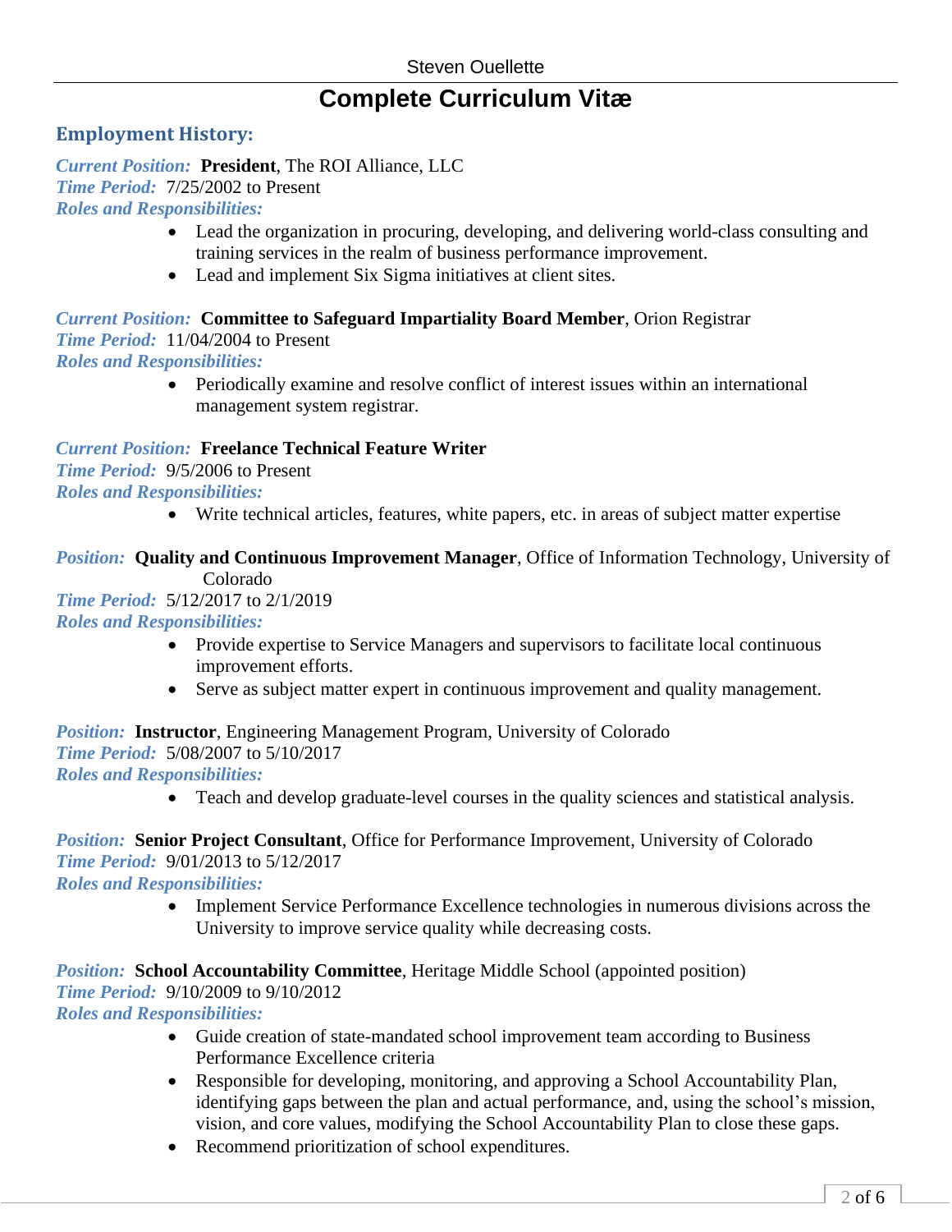# Complete Curriculum Vitæ

## Employment History:

***Current Position:*** **President**, The ROI Alliance, LLC
***Time Period:*** 7/25/2002 to Present
***Roles and Responsibilities:***

- Lead the organization in procuring, developing, and delivering world-class consulting and training services in the realm of business performance improvement.
- Lead and implement Six Sigma initiatives at client sites.

***Current Position:*** **Committee to Safeguard Impartiality Board Member**, Orion Registrar
***Time Period:*** 11/04/2004 to Present
***Roles and Responsibilities:***

- Periodically examine and resolve conflict of interest issues within an international management system registrar.

***Current Position:*** **Freelance Technical Feature Writer**
***Time Period:*** 9/5/2006 to Present
***Roles and Responsibilities:***

- Write technical articles, features, white papers, etc. in areas of subject matter expertise

***Position:*** **Quality and Continuous Improvement Manager**, Office of Information Technology, University of Colorado
***Time Period:*** 5/12/2017 to 2/1/2019
***Roles and Responsibilities:***

- Provide expertise to Service Managers and supervisors to facilitate local continuous improvement efforts.
- Serve as subject matter expert in continuous improvement and quality management.

***Position:*** **Instructor**, Engineering Management Program, University of Colorado
***Time Period:*** 5/08/2007 to 5/10/2017
***Roles and Responsibilities:***

- Teach and develop graduate-level courses in the quality sciences and statistical analysis.

***Position:*** **Senior Project Consultant**, Office for Performance Improvement, University of Colorado
***Time Period:*** 9/01/2013 to 5/12/2017
***Roles and Responsibilities:***

- Implement Service Performance Excellence technologies in numerous divisions across the University to improve service quality while decreasing costs.

***Position:*** **School Accountability Committee**, Heritage Middle School (appointed position)
***Time Period:*** 9/10/2009 to 9/10/2012
***Roles and Responsibilities:***

- Guide creation of state-mandated school improvement team according to Business Performance Excellence criteria
- Responsible for developing, monitoring, and approving a School Accountability Plan, identifying gaps between the plan and actual performance, and, using the school's mission, vision, and core values, modifying the School Accountability Plan to close these gaps.
- Recommend prioritization of school expenditures.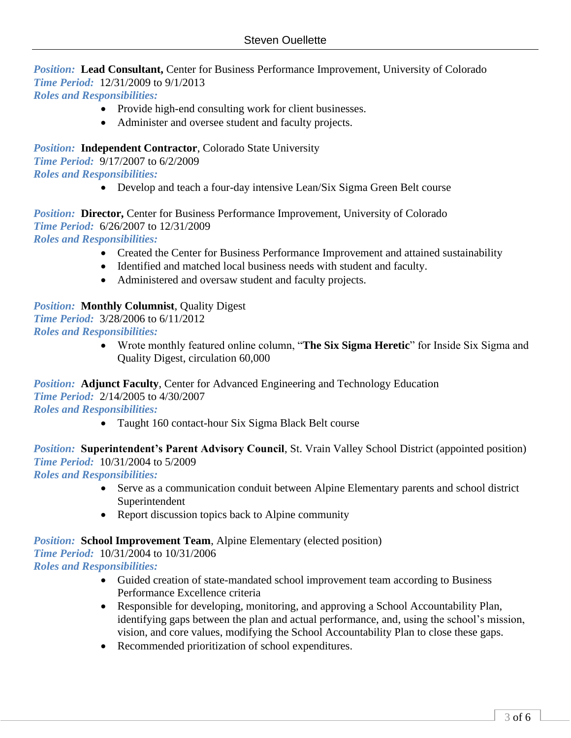***Position:*** **Lead Consultant,** Center for Business Performance Improvement, University of Colorado
***Time Period:*** 12/31/2009 to 9/1/2013
***Roles and Responsibilities:***

- Provide high-end consulting work for client businesses.
- Administer and oversee student and faculty projects.

***Position:*** **Independent Contractor**, Colorado State University
***Time Period:*** 9/17/2007 to 6/2/2009
***Roles and Responsibilities:***

- Develop and teach a four-day intensive Lean/Six Sigma Green Belt course

***Position:*** **Director,** Center for Business Performance Improvement, University of Colorado
***Time Period:*** 6/26/2007 to 12/31/2009
***Roles and Responsibilities:***

- Created the Center for Business Performance Improvement and attained sustainability
- Identified and matched local business needs with student and faculty.
- Administered and oversaw student and faculty projects.

***Position:*** **Monthly Columnist**, Quality Digest
***Time Period:*** 3/28/2006 to 6/11/2012
***Roles and Responsibilities:***

- Wrote monthly featured online column, "**The Six Sigma Heretic**" for Inside Six Sigma and Quality Digest, circulation 60,000

***Position:*** **Adjunct Faculty**, Center for Advanced Engineering and Technology Education
***Time Period:*** 2/14/2005 to 4/30/2007
***Roles and Responsibilities:***

- Taught 160 contact-hour Six Sigma Black Belt course

***Position:*** **Superintendent's Parent Advisory Council**, St. Vrain Valley School District (appointed position)
***Time Period:*** 10/31/2004 to 5/2009
***Roles and Responsibilities:***

- Serve as a communication conduit between Alpine Elementary parents and school district Superintendent
- Report discussion topics back to Alpine community

***Position:*** **School Improvement Team**, Alpine Elementary (elected position)
***Time Period:*** 10/31/2004 to 10/31/2006
***Roles and Responsibilities:***

- Guided creation of state-mandated school improvement team according to Business Performance Excellence criteria
- Responsible for developing, monitoring, and approving a School Accountability Plan, identifying gaps between the plan and actual performance, and, using the school's mission, vision, and core values, modifying the School Accountability Plan to close these gaps.
- Recommended prioritization of school expenditures.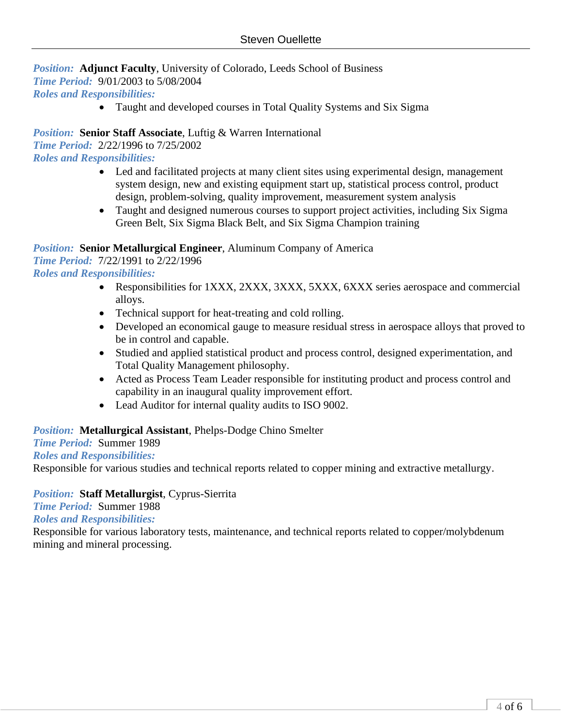***Position:*** **Adjunct Faculty**, University of Colorado, Leeds School of Business
***Time Period:*** 9/01/2003 to 5/08/2004
***Roles and Responsibilities:***

- Taught and developed courses in Total Quality Systems and Six Sigma

***Position:*** **Senior Staff Associate**, Luftig & Warren International
***Time Period:*** 2/22/1996 to 7/25/2002
***Roles and Responsibilities:***

- Led and facilitated projects at many client sites using experimental design, management system design, new and existing equipment start up, statistical process control, product design, problem-solving, quality improvement, measurement system analysis
- Taught and designed numerous courses to support project activities, including Six Sigma Green Belt, Six Sigma Black Belt, and Six Sigma Champion training

***Position:*** **Senior Metallurgical Engineer**, Aluminum Company of America
***Time Period:*** 7/22/1991 to 2/22/1996
***Roles and Responsibilities:***

- Responsibilities for 1XXX, 2XXX, 3XXX, 5XXX, 6XXX series aerospace and commercial alloys.
- Technical support for heat-treating and cold rolling.
- Developed an economical gauge to measure residual stress in aerospace alloys that proved to be in control and capable.
- Studied and applied statistical product and process control, designed experimentation, and Total Quality Management philosophy.
- Acted as Process Team Leader responsible for instituting product and process control and capability in an inaugural quality improvement effort.
- Lead Auditor for internal quality audits to ISO 9002.

***Position:*** **Metallurgical Assistant**, Phelps-Dodge Chino Smelter
***Time Period:*** Summer 1989
***Roles and Responsibilities:***
Responsible for various studies and technical reports related to copper mining and extractive metallurgy.

***Position:*** **Staff Metallurgist**, Cyprus-Sierrita
***Time Period:*** Summer 1988
***Roles and Responsibilities:***
Responsible for various laboratory tests, maintenance, and technical reports related to copper/molybdenum mining and mineral processing.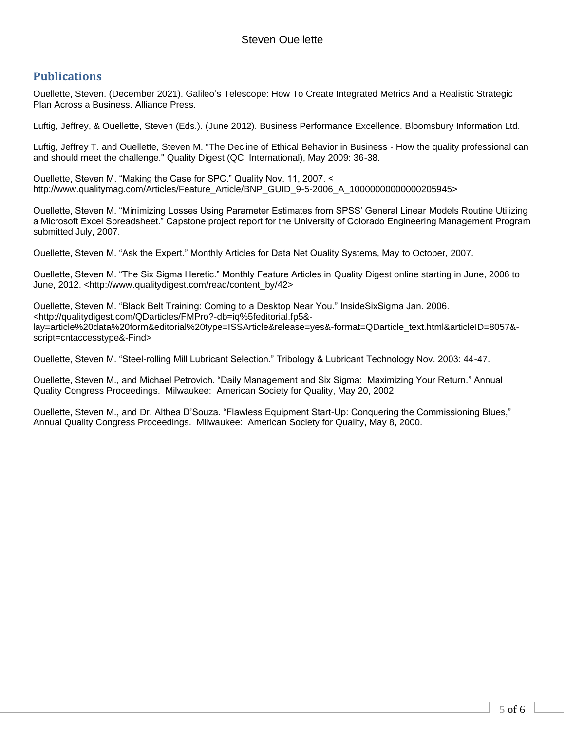## Publications

Ouellette, Steven. (December 2021). Galileo's Telescope: How To Create Integrated Metrics And a Realistic Strategic Plan Across a Business. Alliance Press.

Luftig, Jeffrey, & Ouellette, Steven (Eds.). (June 2012). Business Performance Excellence. Bloomsbury Information Ltd.

Luftig, Jeffrey T. and Ouellette, Steven M. "The Decline of Ethical Behavior in Business - How the quality professional can and should meet the challenge." Quality Digest (QCI International), May 2009: 36-38.

Ouellette, Steven M. "Making the Case for SPC." Quality Nov. 11, 2007. < http://www.qualitymag.com/Articles/Feature_Article/BNP_GUID_9-5-2006_A_10000000000000205945>

Ouellette, Steven M. "Minimizing Losses Using Parameter Estimates from SPSS' General Linear Models Routine Utilizing a Microsoft Excel Spreadsheet." Capstone project report for the University of Colorado Engineering Management Program submitted July, 2007.

Ouellette, Steven M. "Ask the Expert." Monthly Articles for Data Net Quality Systems, May to October, 2007.

Ouellette, Steven M. "The Six Sigma Heretic." Monthly Feature Articles in Quality Digest online starting in June, 2006 to June, 2012. <http://www.qualitydigest.com/read/content_by/42>

Ouellette, Steven M. "Black Belt Training: Coming to a Desktop Near You." InsideSixSigma Jan. 2006. <http://qualitydigest.com/QDarticles/FMPro?-db=iq%5feditorial.fp5&-lay=article%20data%20form&editorial%20type=ISSArticle&release=yes&-format=QDarticle_text.html&articleID=8057&-script=cntaccesstype&-Find>

Ouellette, Steven M. "Steel-rolling Mill Lubricant Selection." Tribology & Lubricant Technology Nov. 2003: 44-47.

Ouellette, Steven M., and Michael Petrovich. "Daily Management and Six Sigma: Maximizing Your Return." Annual Quality Congress Proceedings. Milwaukee: American Society for Quality, May 20, 2002.

Ouellette, Steven M., and Dr. Althea D'Souza. "Flawless Equipment Start-Up: Conquering the Commissioning Blues," Annual Quality Congress Proceedings. Milwaukee: American Society for Quality, May 8, 2000.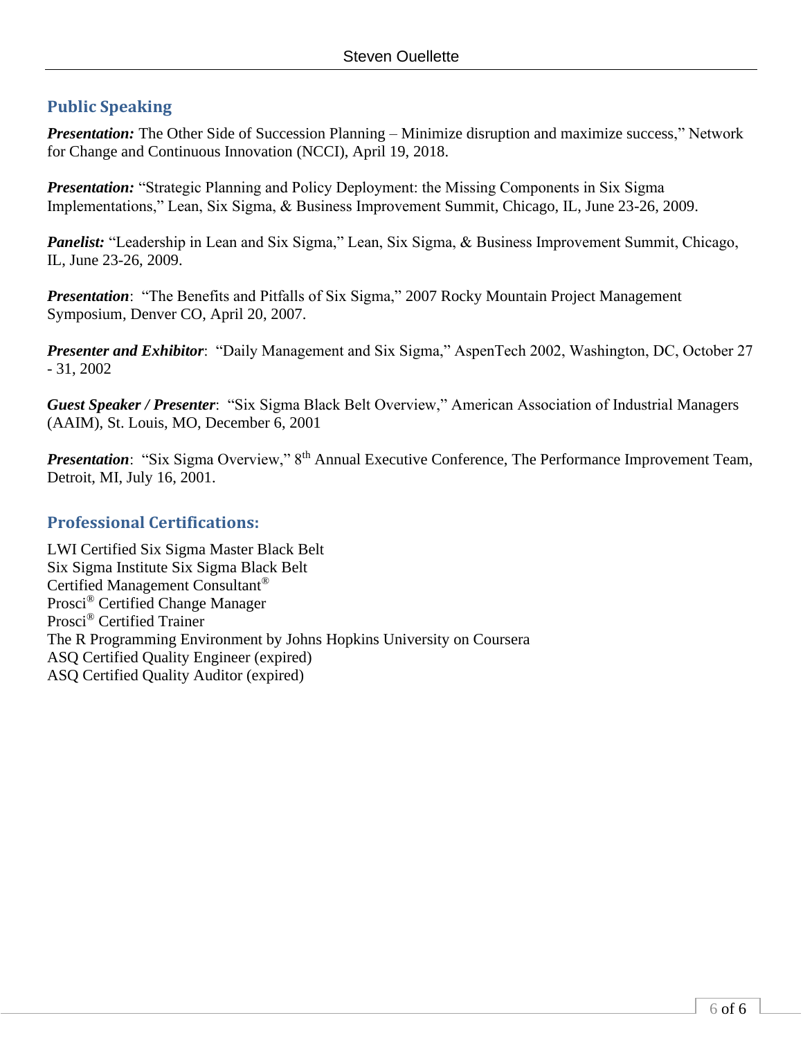## Public Speaking

***Presentation:*** The Other Side of Succession Planning – Minimize disruption and maximize success," Network for Change and Continuous Innovation (NCCI), April 19, 2018.

***Presentation:*** "Strategic Planning and Policy Deployment: the Missing Components in Six Sigma Implementations," Lean, Six Sigma, & Business Improvement Summit, Chicago, IL, June 23-26, 2009.

***Panelist:*** "Leadership in Lean and Six Sigma," Lean, Six Sigma, & Business Improvement Summit, Chicago, IL, June 23-26, 2009.

***Presentation***: "The Benefits and Pitfalls of Six Sigma," 2007 Rocky Mountain Project Management Symposium, Denver CO, April 20, 2007.

***Presenter and Exhibitor***: "Daily Management and Six Sigma," AspenTech 2002, Washington, DC, October 27 - 31, 2002

***Guest Speaker / Presenter***: "Six Sigma Black Belt Overview," American Association of Industrial Managers (AAIM), St. Louis, MO, December 6, 2001

***Presentation***: "Six Sigma Overview," 8th Annual Executive Conference, The Performance Improvement Team, Detroit, MI, July 16, 2001.

## Professional Certifications:

LWI Certified Six Sigma Master Black Belt
Six Sigma Institute Six Sigma Black Belt
Certified Management Consultant®
Prosci® Certified Change Manager
Prosci® Certified Trainer
The R Programming Environment by Johns Hopkins University on Coursera
ASQ Certified Quality Engineer (expired)
ASQ Certified Quality Auditor (expired)